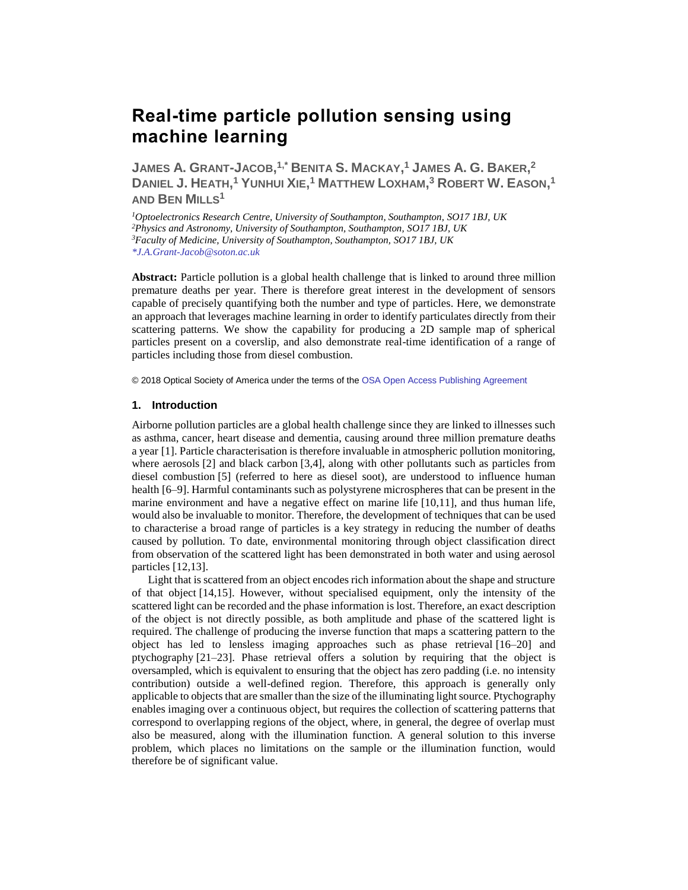# Real-time particle pollution sensing using machine learning

**JAMES A. GRANT-JACOB,[1,*] BENITA S. MACKAY,[1] JAMES A. G. BAKER,[2] DANIEL J. HEATH,[1] YUNHUI XIE,[1] MATTHEW LOXHAM,[3] ROBERT W. EASON,[1] AND BEN MILLS[1]**

[1] *Optoelectronics Research Centre, University of Southampton, Southampton, SO17 1BJ, UK*
[2] *Physics and Astronomy, University of Southampton, Southampton, SO17 1BJ, UK*
[3] *Faculty of Medicine, University of Southampton, Southampton, SO17 1BJ, UK*
*\*J.A.Grant-Jacob@soton.ac.uk*

**Abstract:** Particle pollution is a global health challenge that is linked to around three million premature deaths per year. There is therefore great interest in the development of sensors capable of precisely quantifying both the number and type of particles. Here, we demonstrate an approach that leverages machine learning in order to identify particulates directly from their scattering patterns. We show the capability for producing a 2D sample map of spherical particles present on a coverslip, and also demonstrate real-time identification of a range of particles including those from diesel combustion.

© 2018 Optical Society of America under the terms of the OSA Open Access Publishing Agreement

## 1. Introduction

Airborne pollution particles are a global health challenge since they are linked to illnesses such as asthma, cancer, heart disease and dementia, causing around three million premature deaths a year [1]. Particle characterisation is therefore invaluable in atmospheric pollution monitoring, where aerosols [2] and black carbon [3,4], along with other pollutants such as particles from diesel combustion [5] (referred to here as diesel soot), are understood to influence human health [6–9]. Harmful contaminants such as polystyrene microspheres that can be present in the marine environment and have a negative effect on marine life [10,11], and thus human life, would also be invaluable to monitor. Therefore, the development of techniques that can be used to characterise a broad range of particles is a key strategy in reducing the number of deaths caused by pollution. To date, environmental monitoring through object classification direct from observation of the scattered light has been demonstrated in both water and using aerosol particles [12,13].

Light that is scattered from an object encodes rich information about the shape and structure of that object [14,15]. However, without specialised equipment, only the intensity of the scattered light can be recorded and the phase information is lost. Therefore, an exact description of the object is not directly possible, as both amplitude and phase of the scattered light is required. The challenge of producing the inverse function that maps a scattering pattern to the object has led to lensless imaging approaches such as phase retrieval [16–20] and ptychography [21–23]. Phase retrieval offers a solution by requiring that the object is oversampled, which is equivalent to ensuring that the object has zero padding (i.e. no intensity contribution) outside a well-defined region. Therefore, this approach is generally only applicable to objects that are smaller than the size of the illuminating light source. Ptychography enables imaging over a continuous object, but requires the collection of scattering patterns that correspond to overlapping regions of the object, where, in general, the degree of overlap must also be measured, along with the illumination function. A general solution to this inverse problem, which places no limitations on the sample or the illumination function, would therefore be of significant value.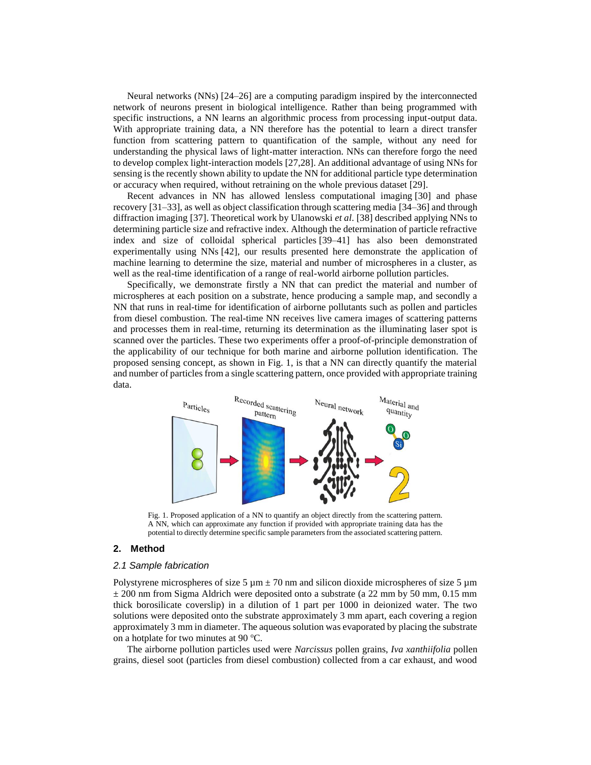Neural networks (NNs) [24–26] are a computing paradigm inspired by the interconnected network of neurons present in biological intelligence. Rather than being programmed with specific instructions, a NN learns an algorithmic process from processing input-output data. With appropriate training data, a NN therefore has the potential to learn a direct transfer function from scattering pattern to quantification of the sample, without any need for understanding the physical laws of light-matter interaction. NNs can therefore forgo the need to develop complex light-interaction models [27,28]. An additional advantage of using NNs for sensing is the recently shown ability to update the NN for additional particle type determination or accuracy when required, without retraining on the whole previous dataset [29].

Recent advances in NN has allowed lensless computational imaging [30] and phase recovery [31–33], as well as object classification through scattering media [34–36] and through diffraction imaging [37]. Theoretical work by Ulanowski *et al*. [38] described applying NNs to determining particle size and refractive index. Although the determination of particle refractive index and size of colloidal spherical particles [39–41] has also been demonstrated experimentally using NNs [42], our results presented here demonstrate the application of machine learning to determine the size, material and number of microspheres in a cluster, as well as the real-time identification of a range of real-world airborne pollution particles.

Specifically, we demonstrate firstly a NN that can predict the material and number of microspheres at each position on a substrate, hence producing a sample map, and secondly a NN that runs in real-time for identification of airborne pollutants such as pollen and particles from diesel combustion. The real-time NN receives live camera images of scattering patterns and processes them in real-time, returning its determination as the illuminating laser spot is scanned over the particles. These two experiments offer a proof-of-principle demonstration of the applicability of our technique for both marine and airborne pollution identification. The proposed sensing concept, as shown in Fig. 1, is that a NN can directly quantify the material and number of particles from a single scattering pattern, once provided with appropriate training data.

Fig. 1. Proposed application of a NN to quantify an object directly from the scattering pattern. A NN, which can approximate any function if provided with appropriate training data has the potential to directly determine specific sample parameters from the associated scattering pattern.

## 2. Method

### 2.1 Sample fabrication

Polystyrene microspheres of size 5 µm ± 70 nm and silicon dioxide microspheres of size 5 µm ± 200 nm from Sigma Aldrich were deposited onto a substrate (a 22 mm by 50 mm, 0.15 mm thick borosilicate coverslip) in a dilution of 1 part per 1000 in deionized water. The two solutions were deposited onto the substrate approximately 3 mm apart, each covering a region approximately 3 mm in diameter. The aqueous solution was evaporated by placing the substrate on a hotplate for two minutes at 90 °C.

The airborne pollution particles used were *Narcissus* pollen grains, *Iva xanthiifolia* pollen grains, diesel soot (particles from diesel combustion) collected from a car exhaust, and wood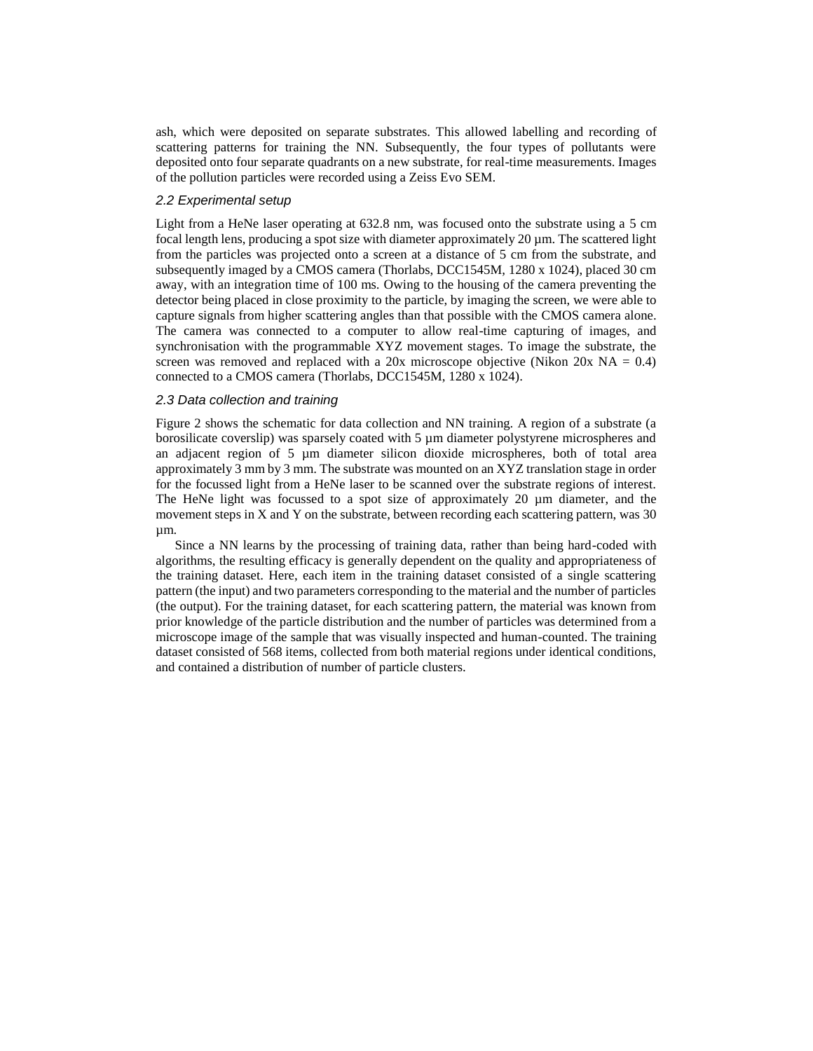ash, which were deposited on separate substrates. This allowed labelling and recording of scattering patterns for training the NN. Subsequently, the four types of pollutants were deposited onto four separate quadrants on a new substrate, for real-time measurements. Images of the pollution particles were recorded using a Zeiss Evo SEM.

### *2.2 Experimental setup*

Light from a HeNe laser operating at 632.8 nm, was focused onto the substrate using a 5 cm focal length lens, producing a spot size with diameter approximately 20 µm. The scattered light from the particles was projected onto a screen at a distance of 5 cm from the substrate, and subsequently imaged by a CMOS camera (Thorlabs, DCC1545M, 1280 x 1024), placed 30 cm away, with an integration time of 100 ms. Owing to the housing of the camera preventing the detector being placed in close proximity to the particle, by imaging the screen, we were able to capture signals from higher scattering angles than that possible with the CMOS camera alone. The camera was connected to a computer to allow real-time capturing of images, and synchronisation with the programmable XYZ movement stages. To image the substrate, the screen was removed and replaced with a 20x microscope objective (Nikon 20x NA = 0.4) connected to a CMOS camera (Thorlabs, DCC1545M, 1280 x 1024).

### *2.3 Data collection and training*

Figure 2 shows the schematic for data collection and NN training. A region of a substrate (a borosilicate coverslip) was sparsely coated with 5 µm diameter polystyrene microspheres and an adjacent region of 5 µm diameter silicon dioxide microspheres, both of total area approximately 3 mm by 3 mm. The substrate was mounted on an XYZ translation stage in order for the focussed light from a HeNe laser to be scanned over the substrate regions of interest. The HeNe light was focussed to a spot size of approximately 20 µm diameter, and the movement steps in X and Y on the substrate, between recording each scattering pattern, was 30 µm.

Since a NN learns by the processing of training data, rather than being hard-coded with algorithms, the resulting efficacy is generally dependent on the quality and appropriateness of the training dataset. Here, each item in the training dataset consisted of a single scattering pattern (the input) and two parameters corresponding to the material and the number of particles (the output). For the training dataset, for each scattering pattern, the material was known from prior knowledge of the particle distribution and the number of particles was determined from a microscope image of the sample that was visually inspected and human-counted. The training dataset consisted of 568 items, collected from both material regions under identical conditions, and contained a distribution of number of particle clusters.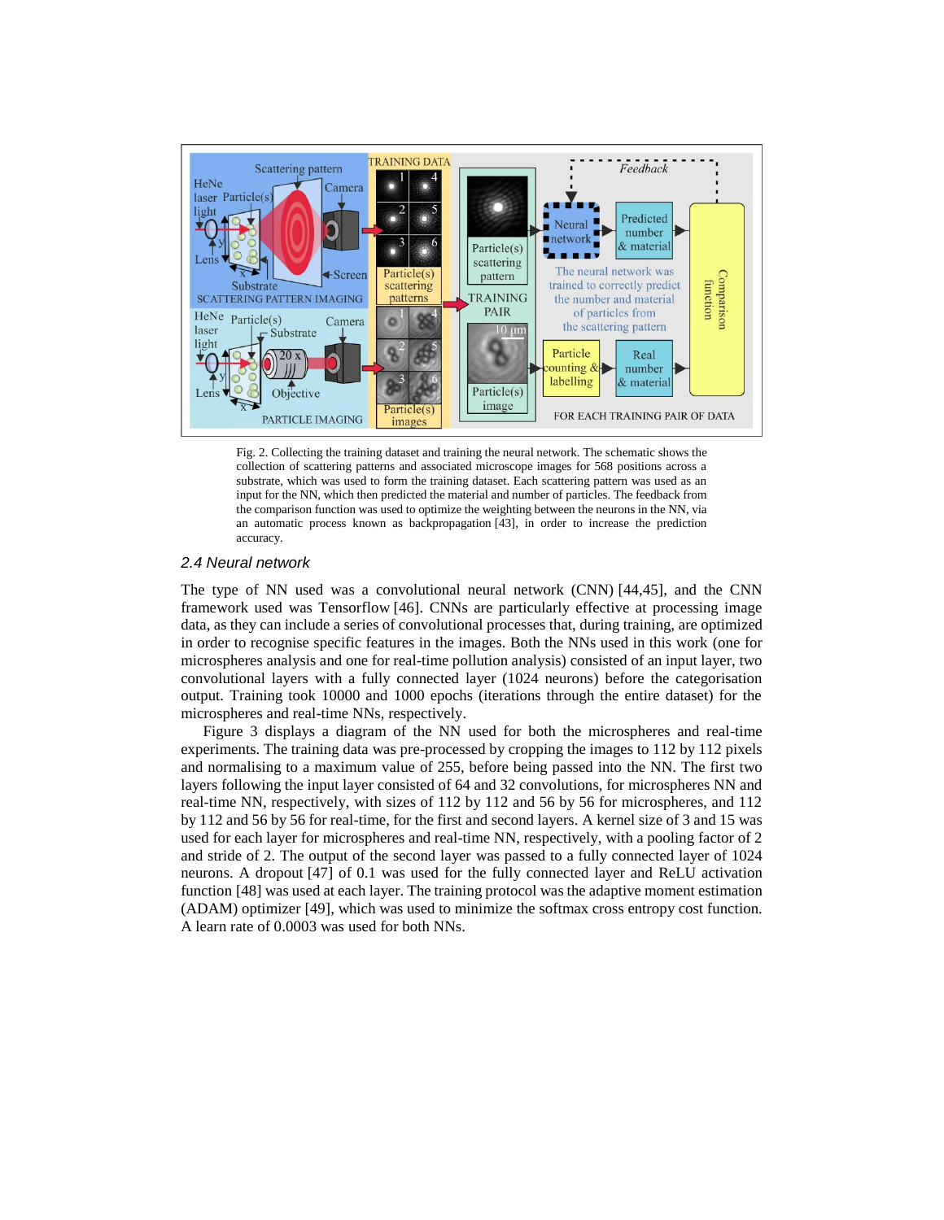Fig. 2. Collecting the training dataset and training the neural network. The schematic shows the collection of scattering patterns and associated microscope images for 568 positions across a substrate, which was used to form the training dataset. Each scattering pattern was used as an input for the NN, which then predicted the material and number of particles. The feedback from the comparison function was used to optimize the weighting between the neurons in the NN, via an automatic process known as backpropagation [43], in order to increase the prediction accuracy.

### *2.4 Neural network*

The type of NN used was a convolutional neural network (CNN) [44,45], and the CNN framework used was Tensorflow [46]. CNNs are particularly effective at processing image data, as they can include a series of convolutional processes that, during training, are optimized in order to recognise specific features in the images. Both the NNs used in this work (one for microspheres analysis and one for real-time pollution analysis) consisted of an input layer, two convolutional layers with a fully connected layer (1024 neurons) before the categorisation output. Training took 10000 and 1000 epochs (iterations through the entire dataset) for the microspheres and real-time NNs, respectively.

Figure 3 displays a diagram of the NN used for both the microspheres and real-time experiments. The training data was pre-processed by cropping the images to 112 by 112 pixels and normalising to a maximum value of 255, before being passed into the NN. The first two layers following the input layer consisted of 64 and 32 convolutions, for microspheres NN and real-time NN, respectively, with sizes of 112 by 112 and 56 by 56 for microspheres, and 112 by 112 and 56 by 56 for real-time, for the first and second layers. A kernel size of 3 and 15 was used for each layer for microspheres and real-time NN, respectively, with a pooling factor of 2 and stride of 2. The output of the second layer was passed to a fully connected layer of 1024 neurons. A dropout [47] of 0.1 was used for the fully connected layer and ReLU activation function [48] was used at each layer. The training protocol was the adaptive moment estimation (ADAM) optimizer [49], which was used to minimize the softmax cross entropy cost function. A learn rate of 0.0003 was used for both NNs.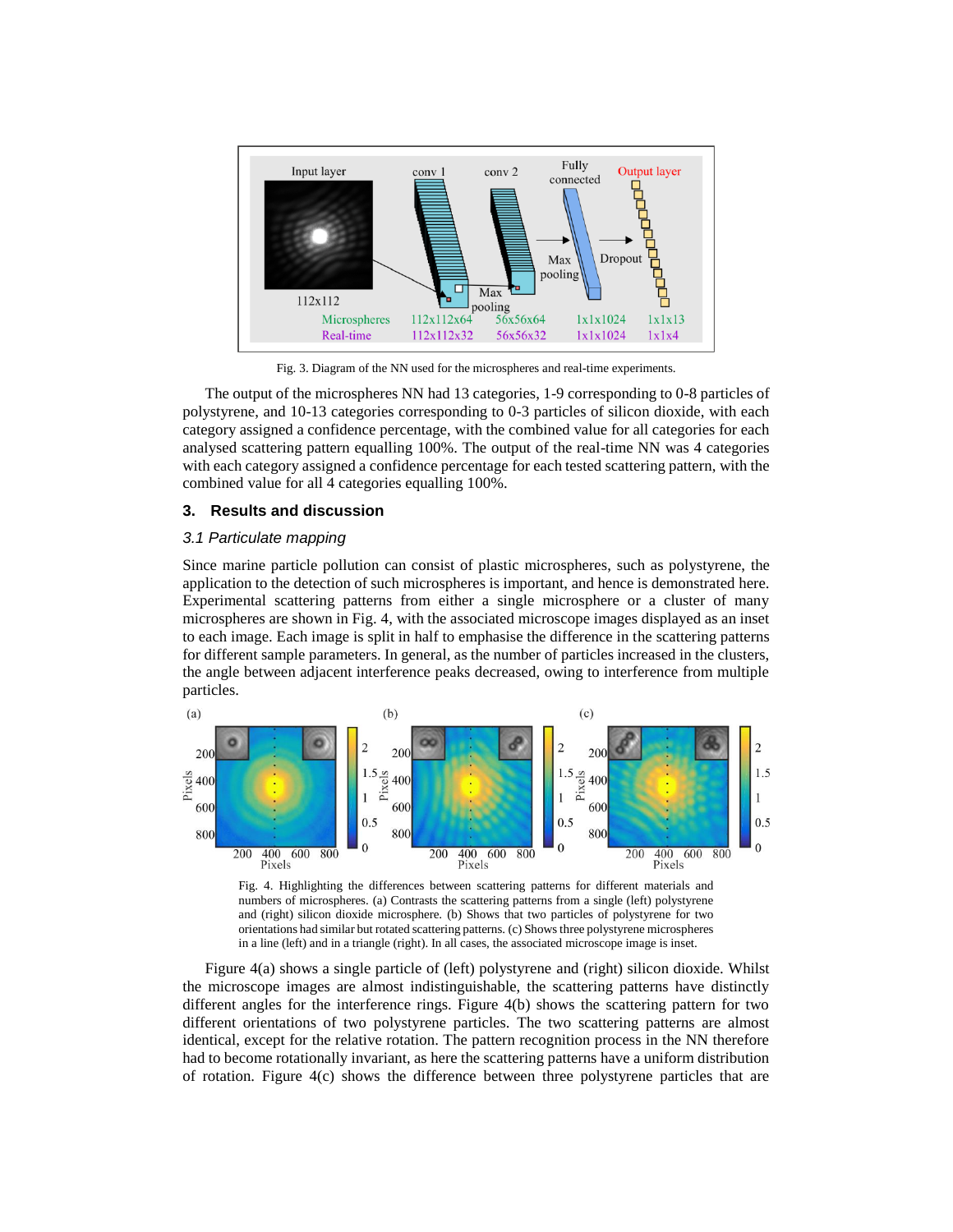Fig. 3. Diagram of the NN used for the microspheres and real-time experiments.

The output of the microspheres NN had 13 categories, 1-9 corresponding to 0-8 particles of polystyrene, and 10-13 categories corresponding to 0-3 particles of silicon dioxide, with each category assigned a confidence percentage, with the combined value for all categories for each analysed scattering pattern equalling 100%. The output of the real-time NN was 4 categories with each category assigned a confidence percentage for each tested scattering pattern, with the combined value for all 4 categories equalling 100%.

## 3. Results and discussion

### *3.1 Particulate mapping*

Since marine particle pollution can consist of plastic microspheres, such as polystyrene, the application to the detection of such microspheres is important, and hence is demonstrated here. Experimental scattering patterns from either a single microsphere or a cluster of many microspheres are shown in Fig. 4, with the associated microscope images displayed as an inset to each image. Each image is split in half to emphasise the difference in the scattering patterns for different sample parameters. In general, as the number of particles increased in the clusters, the angle between adjacent interference peaks decreased, owing to interference from multiple particles.

Fig. 4. Highlighting the differences between scattering patterns for different materials and numbers of microspheres. (a) Contrasts the scattering patterns from a single (left) polystyrene and (right) silicon dioxide microsphere. (b) Shows that two particles of polystyrene for two orientations had similar but rotated scattering patterns. (c) Shows three polystyrene microspheres in a line (left) and in a triangle (right). In all cases, the associated microscope image is inset.

Figure 4(a) shows a single particle of (left) polystyrene and (right) silicon dioxide. Whilst the microscope images are almost indistinguishable, the scattering patterns have distinctly different angles for the interference rings. Figure 4(b) shows the scattering pattern for two different orientations of two polystyrene particles. The two scattering patterns are almost identical, except for the relative rotation. The pattern recognition process in the NN therefore had to become rotationally invariant, as here the scattering patterns have a uniform distribution of rotation. Figure 4(c) shows the difference between three polystyrene particles that are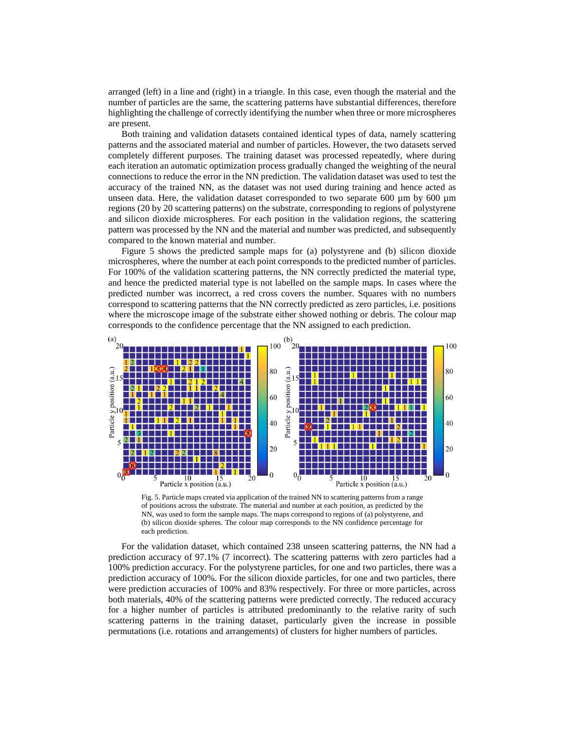arranged (left) in a line and (right) in a triangle. In this case, even though the material and the number of particles are the same, the scattering patterns have substantial differences, therefore highlighting the challenge of correctly identifying the number when three or more microspheres are present.

Both training and validation datasets contained identical types of data, namely scattering patterns and the associated material and number of particles. However, the two datasets served completely different purposes. The training dataset was processed repeatedly, where during each iteration an automatic optimization process gradually changed the weighting of the neural connections to reduce the error in the NN prediction. The validation dataset was used to test the accuracy of the trained NN, as the dataset was not used during training and hence acted as unseen data. Here, the validation dataset corresponded to two separate 600 µm by 600 µm regions (20 by 20 scattering patterns) on the substrate, corresponding to regions of polystyrene and silicon dioxide microspheres. For each position in the validation regions, the scattering pattern was processed by the NN and the material and number was predicted, and subsequently compared to the known material and number.

Figure 5 shows the predicted sample maps for (a) polystyrene and (b) silicon dioxide microspheres, where the number at each point corresponds to the predicted number of particles. For 100% of the validation scattering patterns, the NN correctly predicted the material type, and hence the predicted material type is not labelled on the sample maps. In cases where the predicted number was incorrect, a red cross covers the number. Squares with no numbers correspond to scattering patterns that the NN correctly predicted as zero particles, i.e. positions where the microscope image of the substrate either showed nothing or debris. The colour map corresponds to the confidence percentage that the NN assigned to each prediction.

Fig. 5. Particle maps created via application of the trained NN to scattering patterns from a range of positions across the substrate. The material and number at each position, as predicted by the NN, was used to form the sample maps. The maps correspond to regions of (a) polystyrene, and (b) silicon dioxide spheres. The colour map corresponds to the NN confidence percentage for each prediction.

For the validation dataset, which contained 238 unseen scattering patterns, the NN had a prediction accuracy of 97.1% (7 incorrect). The scattering patterns with zero particles had a 100% prediction accuracy. For the polystyrene particles, for one and two particles, there was a prediction accuracy of 100%. For the silicon dioxide particles, for one and two particles, there were prediction accuracies of 100% and 83% respectively. For three or more particles, across both materials, 40% of the scattering patterns were predicted correctly. The reduced accuracy for a higher number of particles is attributed predominantly to the relative rarity of such scattering patterns in the training dataset, particularly given the increase in possible permutations (i.e. rotations and arrangements) of clusters for higher numbers of particles.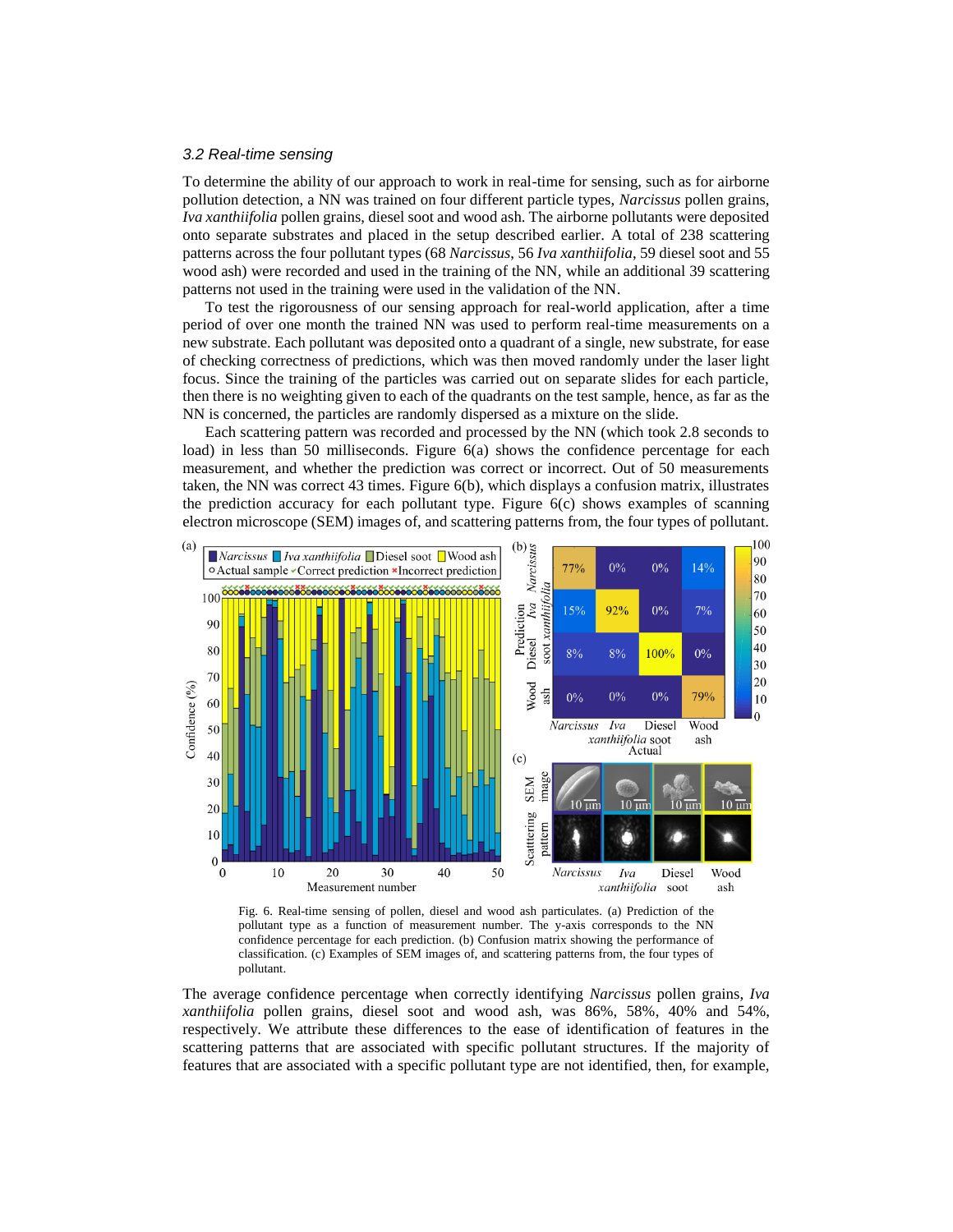### *3.2 Real-time sensing*

To determine the ability of our approach to work in real-time for sensing, such as for airborne pollution detection, a NN was trained on four different particle types, *Narcissus* pollen grains, *Iva xanthiifolia* pollen grains, diesel soot and wood ash. The airborne pollutants were deposited onto separate substrates and placed in the setup described earlier. A total of 238 scattering patterns across the four pollutant types (68 *Narcissus*, 56 *Iva xanthiifolia*, 59 diesel soot and 55 wood ash) were recorded and used in the training of the NN, while an additional 39 scattering patterns not used in the training were used in the validation of the NN.

To test the rigorousness of our sensing approach for real-world application, after a time period of over one month the trained NN was used to perform real-time measurements on a new substrate. Each pollutant was deposited onto a quadrant of a single, new substrate, for ease of checking correctness of predictions, which was then moved randomly under the laser light focus. Since the training of the particles was carried out on separate slides for each particle, then there is no weighting given to each of the quadrants on the test sample, hence, as far as the NN is concerned, the particles are randomly dispersed as a mixture on the slide.

Each scattering pattern was recorded and processed by the NN (which took 2.8 seconds to load) in less than 50 milliseconds. Figure 6(a) shows the confidence percentage for each measurement, and whether the prediction was correct or incorrect. Out of 50 measurements taken, the NN was correct 43 times. Figure 6(b), which displays a confusion matrix, illustrates the prediction accuracy for each pollutant type. Figure 6(c) shows examples of scanning electron microscope (SEM) images of, and scattering patterns from, the four types of pollutant.

Fig. 6. Real-time sensing of pollen, diesel and wood ash particulates. (a) Prediction of the pollutant type as a function of measurement number. The y-axis corresponds to the NN confidence percentage for each prediction. (b) Confusion matrix showing the performance of classification. (c) Examples of SEM images of, and scattering patterns from, the four types of pollutant.

The average confidence percentage when correctly identifying *Narcissus* pollen grains, *Iva xanthiifolia* pollen grains, diesel soot and wood ash, was 86%, 58%, 40% and 54%, respectively. We attribute these differences to the ease of identification of features in the scattering patterns that are associated with specific pollutant structures. If the majority of features that are associated with a specific pollutant type are not identified, then, for example,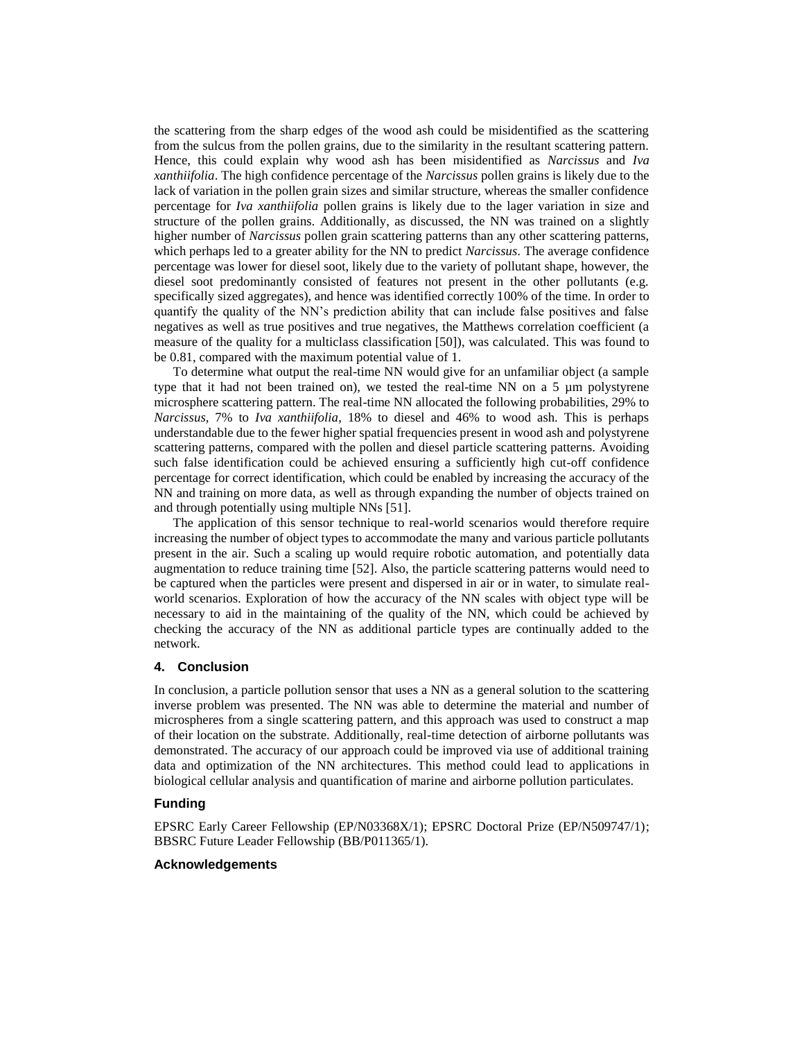the scattering from the sharp edges of the wood ash could be misidentified as the scattering from the sulcus from the pollen grains, due to the similarity in the resultant scattering pattern. Hence, this could explain why wood ash has been misidentified as *Narcissus* and *Iva xanthiifolia*. The high confidence percentage of the *Narcissus* pollen grains is likely due to the lack of variation in the pollen grain sizes and similar structure, whereas the smaller confidence percentage for *Iva xanthiifolia* pollen grains is likely due to the lager variation in size and structure of the pollen grains. Additionally, as discussed, the NN was trained on a slightly higher number of *Narcissus* pollen grain scattering patterns than any other scattering patterns, which perhaps led to a greater ability for the NN to predict *Narcissus*. The average confidence percentage was lower for diesel soot, likely due to the variety of pollutant shape, however, the diesel soot predominantly consisted of features not present in the other pollutants (e.g. specifically sized aggregates), and hence was identified correctly 100% of the time. In order to quantify the quality of the NN's prediction ability that can include false positives and false negatives as well as true positives and true negatives, the Matthews correlation coefficient (a measure of the quality for a multiclass classification [50]), was calculated. This was found to be 0.81, compared with the maximum potential value of 1.

To determine what output the real-time NN would give for an unfamiliar object (a sample type that it had not been trained on), we tested the real-time NN on a 5 µm polystyrene microsphere scattering pattern. The real-time NN allocated the following probabilities, 29% to *Narcissus*, 7% to *Iva xanthiifolia*, 18% to diesel and 46% to wood ash. This is perhaps understandable due to the fewer higher spatial frequencies present in wood ash and polystyrene scattering patterns, compared with the pollen and diesel particle scattering patterns. Avoiding such false identification could be achieved ensuring a sufficiently high cut-off confidence percentage for correct identification, which could be enabled by increasing the accuracy of the NN and training on more data, as well as through expanding the number of objects trained on and through potentially using multiple NNs [51].

The application of this sensor technique to real-world scenarios would therefore require increasing the number of object types to accommodate the many and various particle pollutants present in the air. Such a scaling up would require robotic automation, and potentially data augmentation to reduce training time [52]. Also, the particle scattering patterns would need to be captured when the particles were present and dispersed in air or in water, to simulate real-world scenarios. Exploration of how the accuracy of the NN scales with object type will be necessary to aid in the maintaining of the quality of the NN, which could be achieved by checking the accuracy of the NN as additional particle types are continually added to the network.

## 4. Conclusion

In conclusion, a particle pollution sensor that uses a NN as a general solution to the scattering inverse problem was presented. The NN was able to determine the material and number of microspheres from a single scattering pattern, and this approach was used to construct a map of their location on the substrate. Additionally, real-time detection of airborne pollutants was demonstrated. The accuracy of our approach could be improved via use of additional training data and optimization of the NN architectures. This method could lead to applications in biological cellular analysis and quantification of marine and airborne pollution particulates.

### Funding

EPSRC Early Career Fellowship (EP/N03368X/1); EPSRC Doctoral Prize (EP/N509747/1); BBSRC Future Leader Fellowship (BB/P011365/1).

### Acknowledgements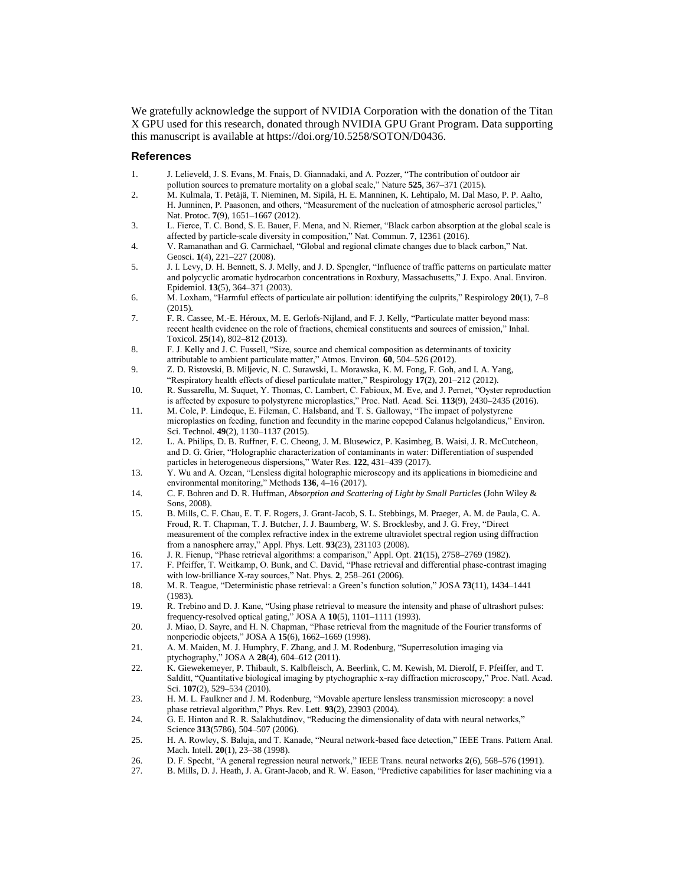We gratefully acknowledge the support of NVIDIA Corporation with the donation of the Titan X GPU used for this research, donated through NVIDIA GPU Grant Program. Data supporting this manuscript is available at https://doi.org/10.5258/SOTON/D0436.

## References

1. J. Lelieveld, J. S. Evans, M. Fnais, D. Giannadaki, and A. Pozzer, "The contribution of outdoor air pollution sources to premature mortality on a global scale," Nature **525**, 367–371 (2015).
2. M. Kulmala, T. Petäjä, T. Nieminen, M. Sipilä, H. E. Manninen, K. Lehtipalo, M. Dal Maso, P. P. Aalto, H. Junninen, P. Paasonen, and others, "Measurement of the nucleation of atmospheric aerosol particles," Nat. Protoc. **7**(9), 1651–1667 (2012).
3. L. Fierce, T. C. Bond, S. E. Bauer, F. Mena, and N. Riemer, "Black carbon absorption at the global scale is affected by particle-scale diversity in composition," Nat. Commun. **7**, 12361 (2016).
4. V. Ramanathan and G. Carmichael, "Global and regional climate changes due to black carbon," Nat. Geosci. **1**(4), 221–227 (2008).
5. J. I. Levy, D. H. Bennett, S. J. Melly, and J. D. Spengler, "Influence of traffic patterns on particulate matter and polycyclic aromatic hydrocarbon concentrations in Roxbury, Massachusetts," J. Expo. Anal. Environ. Epidemiol. **13**(5), 364–371 (2003).
6. M. Loxham, "Harmful effects of particulate air pollution: identifying the culprits," Respirology **20**(1), 7–8 (2015).
7. F. R. Cassee, M.-E. Héroux, M. E. Gerlofs-Nijland, and F. J. Kelly, "Particulate matter beyond mass: recent health evidence on the role of fractions, chemical constituents and sources of emission," Inhal. Toxicol. **25**(14), 802–812 (2013).
8. F. J. Kelly and J. C. Fussell, "Size, source and chemical composition as determinants of toxicity attributable to ambient particulate matter," Atmos. Environ. **60**, 504–526 (2012).
9. Z. D. Ristovski, B. Miljevic, N. C. Surawski, L. Morawska, K. M. Fong, F. Goh, and I. A. Yang, "Respiratory health effects of diesel particulate matter," Respirology **17**(2), 201–212 (2012).
10. R. Sussarellu, M. Suquet, Y. Thomas, C. Lambert, C. Fabioux, M. Eve, and J. Pernet, "Oyster reproduction is affected by exposure to polystyrene microplastics," Proc. Natl. Acad. Sci. **113**(9), 2430–2435 (2016).
11. M. Cole, P. Lindeque, E. Fileman, C. Halsband, and T. S. Galloway, "The impact of polystyrene microplastics on feeding, function and fecundity in the marine copepod Calanus helgolandicus," Environ. Sci. Technol. **49**(2), 1130–1137 (2015).
12. L. A. Philips, D. B. Ruffner, F. C. Cheong, J. M. Blusewicz, P. Kasimbeg, B. Waisi, J. R. McCutcheon, and D. G. Grier, "Holographic characterization of contaminants in water: Differentiation of suspended particles in heterogeneous dispersions," Water Res. **122**, 431–439 (2017).
13. Y. Wu and A. Ozcan, "Lensless digital holographic microscopy and its applications in biomedicine and environmental monitoring," Methods **136**, 4–16 (2017).
14. C. F. Bohren and D. R. Huffman, *Absorption and Scattering of Light by Small Particles* (John Wiley & Sons, 2008).
15. B. Mills, C. F. Chau, E. T. F. Rogers, J. Grant-Jacob, S. L. Stebbings, M. Praeger, A. M. de Paula, C. A. Froud, R. T. Chapman, T. J. Butcher, J. J. Baumberg, W. S. Brocklesby, and J. G. Frey, "Direct measurement of the complex refractive index in the extreme ultraviolet spectral region using diffraction from a nanosphere array," Appl. Phys. Lett. **93**(23), 231103 (2008).
16. J. R. Fienup, "Phase retrieval algorithms: a comparison," Appl. Opt. **21**(15), 2758–2769 (1982).
17. F. Pfeiffer, T. Weitkamp, O. Bunk, and C. David, "Phase retrieval and differential phase-contrast imaging with low-brilliance X-ray sources," Nat. Phys. **2**, 258–261 (2006).
18. M. R. Teague, "Deterministic phase retrieval: a Green's function solution," JOSA **73**(11), 1434–1441 (1983).
19. R. Trebino and D. J. Kane, "Using phase retrieval to measure the intensity and phase of ultrashort pulses: frequency-resolved optical gating," JOSA A **10**(5), 1101–1111 (1993).
20. J. Miao, D. Sayre, and H. N. Chapman, "Phase retrieval from the magnitude of the Fourier transforms of nonperiodic objects," JOSA A **15**(6), 1662–1669 (1998).
21. A. M. Maiden, M. J. Humphry, F. Zhang, and J. M. Rodenburg, "Superresolution imaging via ptychography," JOSA A **28**(4), 604–612 (2011).
22. K. Giewekemeyer, P. Thibault, S. Kalbfleisch, A. Beerlink, C. M. Kewish, M. Dierolf, F. Pfeiffer, and T. Salditt, "Quantitative biological imaging by ptychographic x-ray diffraction microscopy," Proc. Natl. Acad. Sci. **107**(2), 529–534 (2010).
23. H. M. L. Faulkner and J. M. Rodenburg, "Movable aperture lensless transmission microscopy: a novel phase retrieval algorithm," Phys. Rev. Lett. **93**(2), 23903 (2004).
24. G. E. Hinton and R. R. Salakhutdinov, "Reducing the dimensionality of data with neural networks," Science **313**(5786), 504–507 (2006).
25. H. A. Rowley, S. Baluja, and T. Kanade, "Neural network-based face detection," IEEE Trans. Pattern Anal. Mach. Intell. **20**(1), 23–38 (1998).
26. D. F. Specht, "A general regression neural network," IEEE Trans. neural networks **2**(6), 568–576 (1991).
27. B. Mills, D. J. Heath, J. A. Grant-Jacob, and R. W. Eason, "Predictive capabilities for laser machining via a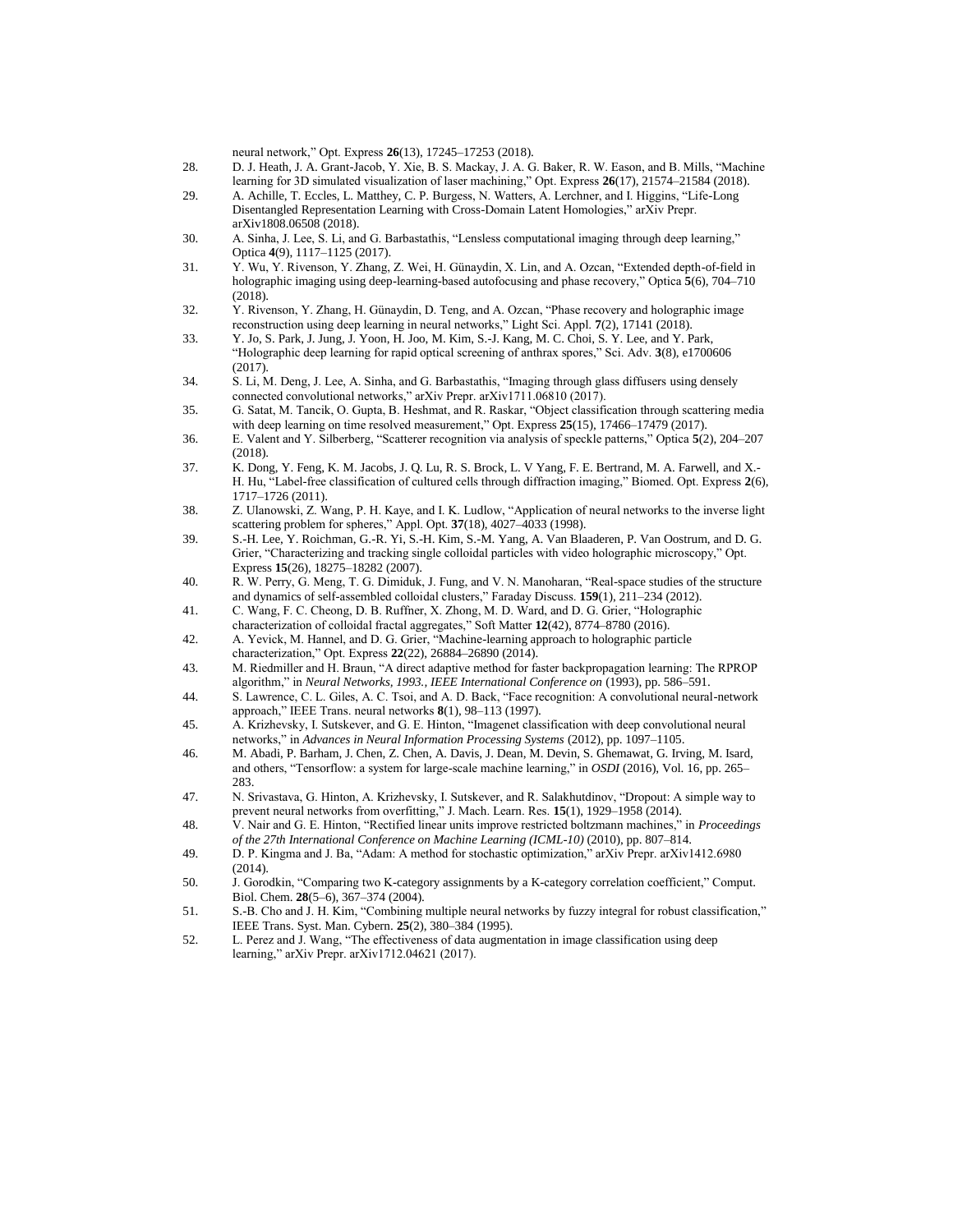neural network," Opt. Express **26**(13), 17245–17253 (2018).

28. D. J. Heath, J. A. Grant-Jacob, Y. Xie, B. S. Mackay, J. A. G. Baker, R. W. Eason, and B. Mills, "Machine learning for 3D simulated visualization of laser machining," Opt. Express **26**(17), 21574–21584 (2018).
29. A. Achille, T. Eccles, L. Matthey, C. P. Burgess, N. Watters, A. Lerchner, and I. Higgins, "Life-Long Disentangled Representation Learning with Cross-Domain Latent Homologies," arXiv Prepr. arXiv1808.06508 (2018).
30. A. Sinha, J. Lee, S. Li, and G. Barbastathis, "Lensless computational imaging through deep learning," Optica **4**(9), 1117–1125 (2017).
31. Y. Wu, Y. Rivenson, Y. Zhang, Z. Wei, H. Günaydin, X. Lin, and A. Ozcan, "Extended depth-of-field in holographic imaging using deep-learning-based autofocusing and phase recovery," Optica **5**(6), 704–710 (2018).
32. Y. Rivenson, Y. Zhang, H. Günaydin, D. Teng, and A. Ozcan, "Phase recovery and holographic image reconstruction using deep learning in neural networks," Light Sci. Appl. **7**(2), 17141 (2018).
33. Y. Jo, S. Park, J. Jung, J. Yoon, H. Joo, M. Kim, S.-J. Kang, M. C. Choi, S. Y. Lee, and Y. Park, "Holographic deep learning for rapid optical screening of anthrax spores," Sci. Adv. **3**(8), e1700606 (2017).
34. S. Li, M. Deng, J. Lee, A. Sinha, and G. Barbastathis, "Imaging through glass diffusers using densely connected convolutional networks," arXiv Prepr. arXiv1711.06810 (2017).
35. G. Satat, M. Tancik, O. Gupta, B. Heshmat, and R. Raskar, "Object classification through scattering media with deep learning on time resolved measurement," Opt. Express **25**(15), 17466–17479 (2017).
36. E. Valent and Y. Silberberg, "Scatterer recognition via analysis of speckle patterns," Optica **5**(2), 204–207 (2018).
37. K. Dong, Y. Feng, K. M. Jacobs, J. Q. Lu, R. S. Brock, L. V Yang, F. E. Bertrand, M. A. Farwell, and X.-H. Hu, "Label-free classification of cultured cells through diffraction imaging," Biomed. Opt. Express **2**(6), 1717–1726 (2011).
38. Z. Ulanowski, Z. Wang, P. H. Kaye, and I. K. Ludlow, "Application of neural networks to the inverse light scattering problem for spheres," Appl. Opt. **37**(18), 4027–4033 (1998).
39. S.-H. Lee, Y. Roichman, G.-R. Yi, S.-H. Kim, S.-M. Yang, A. Van Blaaderen, P. Van Oostrum, and D. G. Grier, "Characterizing and tracking single colloidal particles with video holographic microscopy," Opt. Express **15**(26), 18275–18282 (2007).
40. R. W. Perry, G. Meng, T. G. Dimiduk, J. Fung, and V. N. Manoharan, "Real-space studies of the structure and dynamics of self-assembled colloidal clusters," Faraday Discuss. **159**(1), 211–234 (2012).
41. C. Wang, F. C. Cheong, D. B. Ruffner, X. Zhong, M. D. Ward, and D. G. Grier, "Holographic characterization of colloidal fractal aggregates," Soft Matter **12**(42), 8774–8780 (2016).
42. A. Yevick, M. Hannel, and D. G. Grier, "Machine-learning approach to holographic particle characterization," Opt. Express **22**(22), 26884–26890 (2014).
43. M. Riedmiller and H. Braun, "A direct adaptive method for faster backpropagation learning: The RPROP algorithm," in *Neural Networks, 1993., IEEE International Conference on* (1993), pp. 586–591.
44. S. Lawrence, C. L. Giles, A. C. Tsoi, and A. D. Back, "Face recognition: A convolutional neural-network approach," IEEE Trans. neural networks **8**(1), 98–113 (1997).
45. A. Krizhevsky, I. Sutskever, and G. E. Hinton, "Imagenet classification with deep convolutional neural networks," in *Advances in Neural Information Processing Systems* (2012), pp. 1097–1105.
46. M. Abadi, P. Barham, J. Chen, Z. Chen, A. Davis, J. Dean, M. Devin, S. Ghemawat, G. Irving, M. Isard, and others, "Tensorflow: a system for large-scale machine learning," in *OSDI* (2016), Vol. 16, pp. 265–283.
47. N. Srivastava, G. Hinton, A. Krizhevsky, I. Sutskever, and R. Salakhutdinov, "Dropout: A simple way to prevent neural networks from overfitting," J. Mach. Learn. Res. **15**(1), 1929–1958 (2014).
48. V. Nair and G. E. Hinton, "Rectified linear units improve restricted boltzmann machines," in *Proceedings of the 27th International Conference on Machine Learning (ICML-10)* (2010), pp. 807–814.
49. D. P. Kingma and J. Ba, "Adam: A method for stochastic optimization," arXiv Prepr. arXiv1412.6980 (2014).
50. J. Gorodkin, "Comparing two K-category assignments by a K-category correlation coefficient," Comput. Biol. Chem. **28**(5–6), 367–374 (2004).
51. S.-B. Cho and J. H. Kim, "Combining multiple neural networks by fuzzy integral for robust classification," IEEE Trans. Syst. Man. Cybern. **25**(2), 380–384 (1995).
52. L. Perez and J. Wang, "The effectiveness of data augmentation in image classification using deep learning," arXiv Prepr. arXiv1712.04621 (2017).